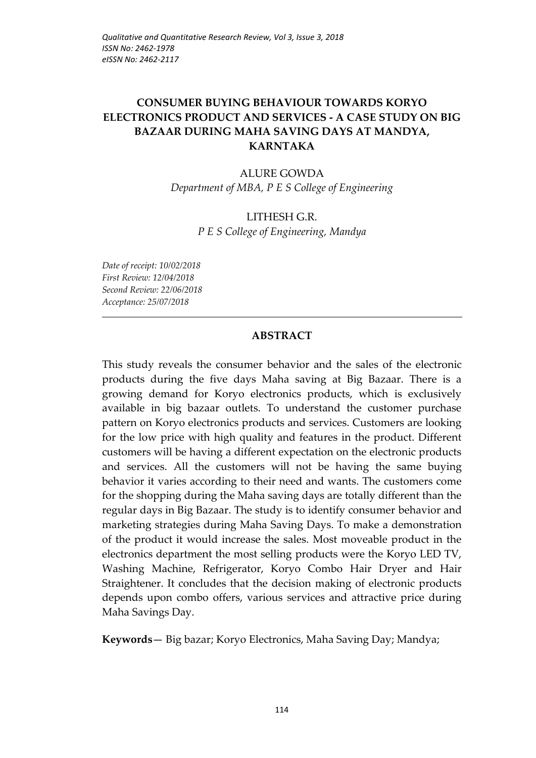# CONSUMER BUYING BEHAVIOUR TOWARDS KORYO ELECTRONICS PRODUCT AND SERVICES - A CASE STUDY ON BIG BAZAAR DURING MAHA SAVING DAYS AT MANDYA, KARNTAKA

ALURE GOWDA

*Department of MBA, P E S College of Engineering*

LITHESH G.R.

*P E S College of Engineering, Mandya*

*Date of receipt: 10/02/2018*
*First Review: 12/04/2018*
*Second Review: 22/06/2018*
*Acceptance: 25/07/2018*

---

## ABSTRACT

This study reveals the consumer behavior and the sales of the electronic products during the five days Maha saving at Big Bazaar. There is a growing demand for Koryo electronics products, which is exclusively available in big bazaar outlets. To understand the customer purchase pattern on Koryo electronics products and services. Customers are looking for the low price with high quality and features in the product. Different customers will be having a different expectation on the electronic products and services. All the customers will not be having the same buying behavior it varies according to their need and wants. The customers come for the shopping during the Maha saving days are totally different than the regular days in Big Bazaar. The study is to identify consumer behavior and marketing strategies during Maha Saving Days. To make a demonstration of the product it would increase the sales. Most moveable product in the electronics department the most selling products were the Koryo LED TV, Washing Machine, Refrigerator, Koryo Combo Hair Dryer and Hair Straightener. It concludes that the decision making of electronic products depends upon combo offers, various services and attractive price during Maha Savings Day.

**Keywords—** Big bazar; Koryo Electronics, Maha Saving Day; Mandya;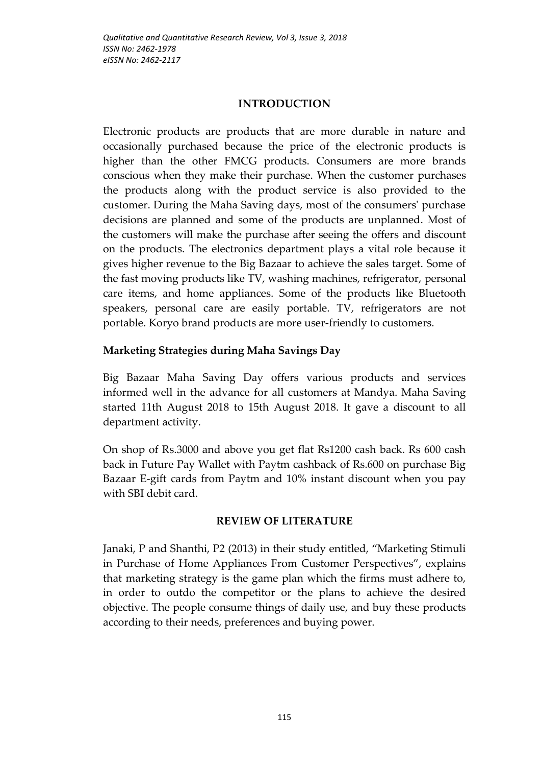## INTRODUCTION

Electronic products are products that are more durable in nature and occasionally purchased because the price of the electronic products is higher than the other FMCG products. Consumers are more brands conscious when they make their purchase. When the customer purchases the products along with the product service is also provided to the customer. During the Maha Saving days, most of the consumers' purchase decisions are planned and some of the products are unplanned. Most of the customers will make the purchase after seeing the offers and discount on the products. The electronics department plays a vital role because it gives higher revenue to the Big Bazaar to achieve the sales target. Some of the fast moving products like TV, washing machines, refrigerator, personal care items, and home appliances. Some of the products like Bluetooth speakers, personal care are easily portable. TV, refrigerators are not portable. Koryo brand products are more user-friendly to customers.

### Marketing Strategies during Maha Savings Day

Big Bazaar Maha Saving Day offers various products and services informed well in the advance for all customers at Mandya. Maha Saving started 11th August 2018 to 15th August 2018. It gave a discount to all department activity.

On shop of Rs.3000 and above you get flat Rs1200 cash back. Rs 600 cash back in Future Pay Wallet with Paytm cashback of Rs.600 on purchase Big Bazaar E-gift cards from Paytm and 10% instant discount when you pay with SBI debit card.

## REVIEW OF LITERATURE

Janaki, P and Shanthi, P2 (2013) in their study entitled, "Marketing Stimuli in Purchase of Home Appliances From Customer Perspectives", explains that marketing strategy is the game plan which the firms must adhere to, in order to outdo the competitor or the plans to achieve the desired objective. The people consume things of daily use, and buy these products according to their needs, preferences and buying power.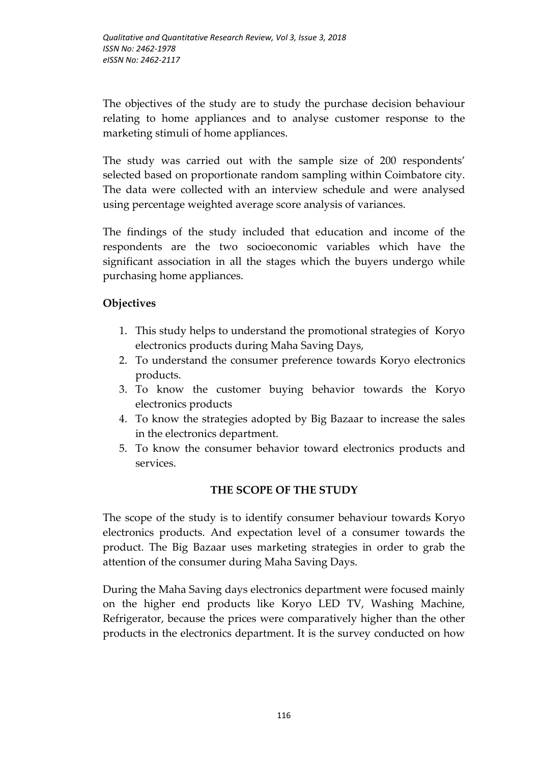The objectives of the study are to study the purchase decision behaviour relating to home appliances and to analyse customer response to the marketing stimuli of home appliances.

The study was carried out with the sample size of 200 respondents' selected based on proportionate random sampling within Coimbatore city. The data were collected with an interview schedule and were analysed using percentage weighted average score analysis of variances.

The findings of the study included that education and income of the respondents are the two socioeconomic variables which have the significant association in all the stages which the buyers undergo while purchasing home appliances.

**Objectives**

1. This study helps to understand the promotional strategies of Koryo electronics products during Maha Saving Days,
2. To understand the consumer preference towards Koryo electronics products.
3. To know the customer buying behavior towards the Koryo electronics products
4. To know the strategies adopted by Big Bazaar to increase the sales in the electronics department.
5. To know the consumer behavior toward electronics products and services.

## THE SCOPE OF THE STUDY

The scope of the study is to identify consumer behaviour towards Koryo electronics products. And expectation level of a consumer towards the product. The Big Bazaar uses marketing strategies in order to grab the attention of the consumer during Maha Saving Days.

During the Maha Saving days electronics department were focused mainly on the higher end products like Koryo LED TV, Washing Machine, Refrigerator, because the prices were comparatively higher than the other products in the electronics department. It is the survey conducted on how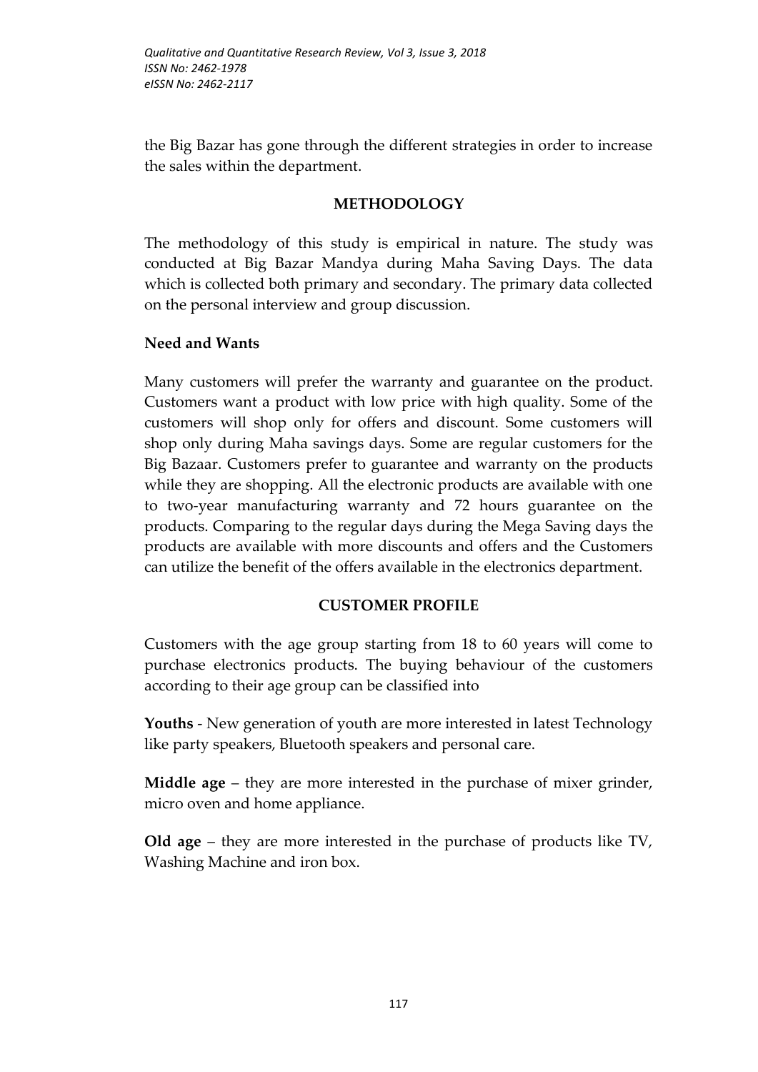the Big Bazar has gone through the different strategies in order to increase the sales within the department.

## METHODOLOGY

The methodology of this study is empirical in nature. The study was conducted at Big Bazar Mandya during Maha Saving Days. The data which is collected both primary and secondary. The primary data collected on the personal interview and group discussion.

### Need and Wants

Many customers will prefer the warranty and guarantee on the product. Customers want a product with low price with high quality. Some of the customers will shop only for offers and discount. Some customers will shop only during Maha savings days. Some are regular customers for the Big Bazaar. Customers prefer to guarantee and warranty on the products while they are shopping. All the electronic products are available with one to two-year manufacturing warranty and 72 hours guarantee on the products. Comparing to the regular days during the Mega Saving days the products are available with more discounts and offers and the Customers can utilize the benefit of the offers available in the electronics department.

## CUSTOMER PROFILE

Customers with the age group starting from 18 to 60 years will come to purchase electronics products. The buying behaviour of the customers according to their age group can be classified into

**Youths** - New generation of youth are more interested in latest Technology like party speakers, Bluetooth speakers and personal care.

**Middle age** – they are more interested in the purchase of mixer grinder, micro oven and home appliance.

**Old age** – they are more interested in the purchase of products like TV, Washing Machine and iron box.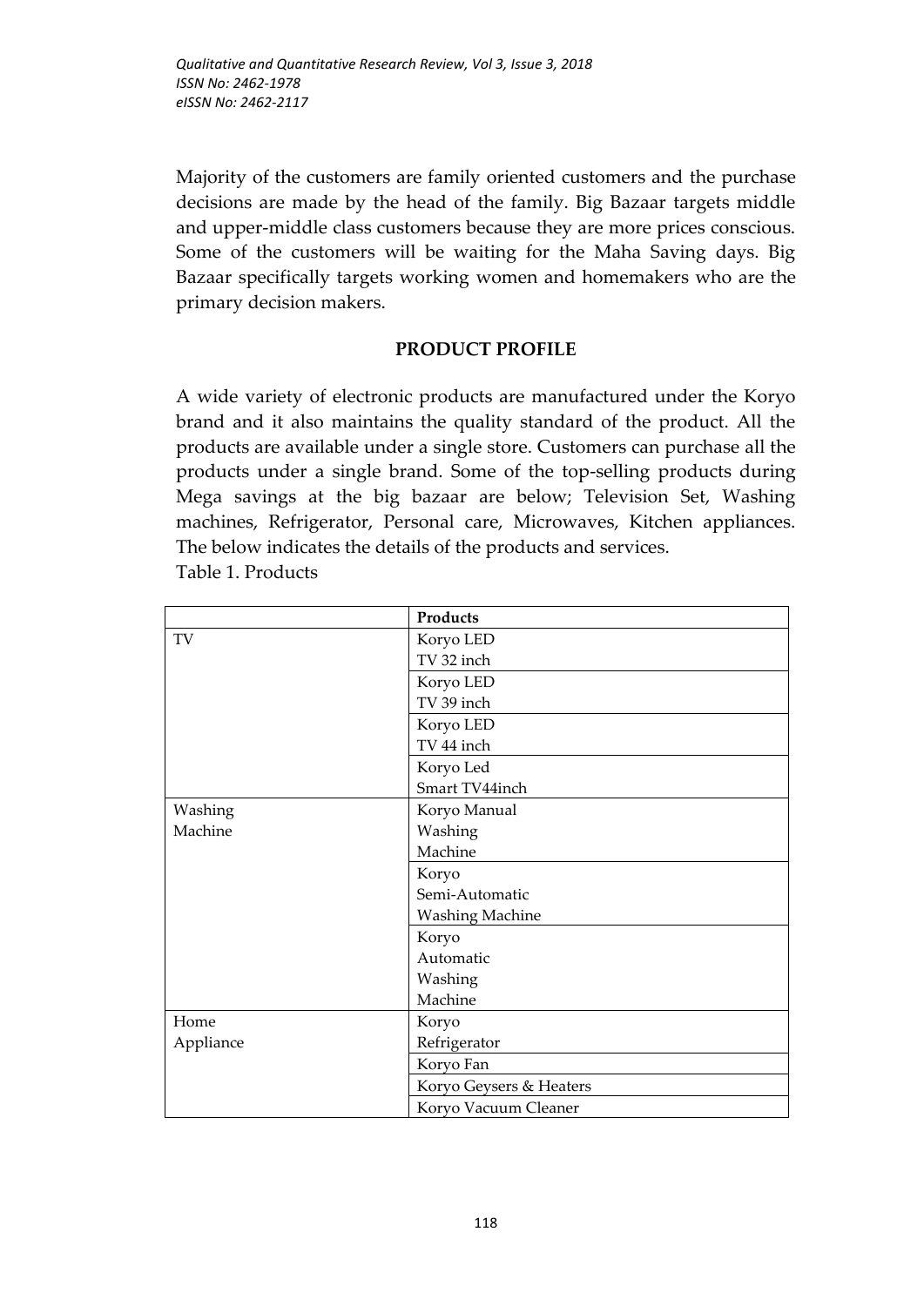Majority of the customers are family oriented customers and the purchase decisions are made by the head of the family. Big Bazaar targets middle and upper-middle class customers because they are more prices conscious. Some of the customers will be waiting for the Maha Saving days. Big Bazaar specifically targets working women and homemakers who are the primary decision makers.

## PRODUCT PROFILE

A wide variety of electronic products are manufactured under the Koryo brand and it also maintains the quality standard of the product. All the products are available under a single store. Customers can purchase all the products under a single brand. Some of the top-selling products during Mega savings at the big bazaar are below; Television Set, Washing machines, Refrigerator, Personal care, Microwaves, Kitchen appliances. The below indicates the details of the products and services.

Table 1. Products

| | **Products** |
|---|---|
| TV | Koryo LED TV 32 inch |
| | Koryo LED TV 39 inch |
| | Koryo LED TV 44 inch |
| | Koryo Led Smart TV44inch |
| Washing Machine | Koryo Manual Washing Machine |
| | Koryo Semi-Automatic Washing Machine |
| | Koryo Automatic Washing Machine |
| Home Appliance | Koryo Refrigerator |
| | Koryo Fan |
| | Koryo Geysers & Heaters |
| | Koryo Vacuum Cleaner |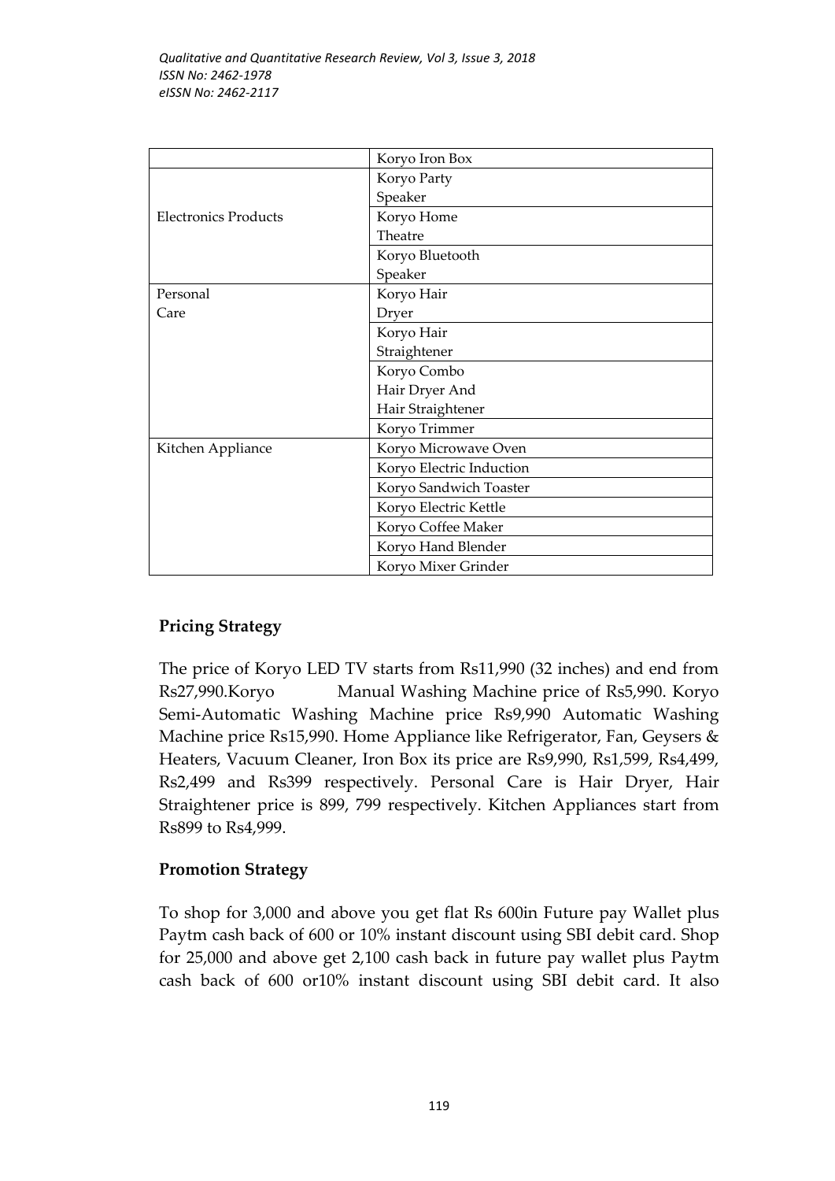| | |
|---|---|
| | Koryo Iron Box |
| Electronics Products | Koryo Party Speaker |
| | Koryo Home Theatre |
| | Koryo Bluetooth Speaker |
| Personal Care | Koryo Hair Dryer |
| | Koryo Hair Straightener |
| | Koryo Combo Hair Dryer And Hair Straightener |
| | Koryo Trimmer |
| Kitchen Appliance | Koryo Microwave Oven |
| | Koryo Electric Induction |
| | Koryo Sandwich Toaster |
| | Koryo Electric Kettle |
| | Koryo Coffee Maker |
| | Koryo Hand Blender |
| | Koryo Mixer Grinder |

### Pricing Strategy

The price of Koryo LED TV starts from Rs11,990 (32 inches) and end from Rs27,990.Koryo Manual Washing Machine price of Rs5,990. Koryo Semi-Automatic Washing Machine price Rs9,990 Automatic Washing Machine price Rs15,990. Home Appliance like Refrigerator, Fan, Geysers & Heaters, Vacuum Cleaner, Iron Box its price are Rs9,990, Rs1,599, Rs4,499, Rs2,499 and Rs399 respectively. Personal Care is Hair Dryer, Hair Straightener price is 899, 799 respectively. Kitchen Appliances start from Rs899 to Rs4,999.

### Promotion Strategy

To shop for 3,000 and above you get flat Rs 600in Future pay Wallet plus Paytm cash back of 600 or 10% instant discount using SBI debit card. Shop for 25,000 and above get 2,100 cash back in future pay wallet plus Paytm cash back of 600 or10% instant discount using SBI debit card. It also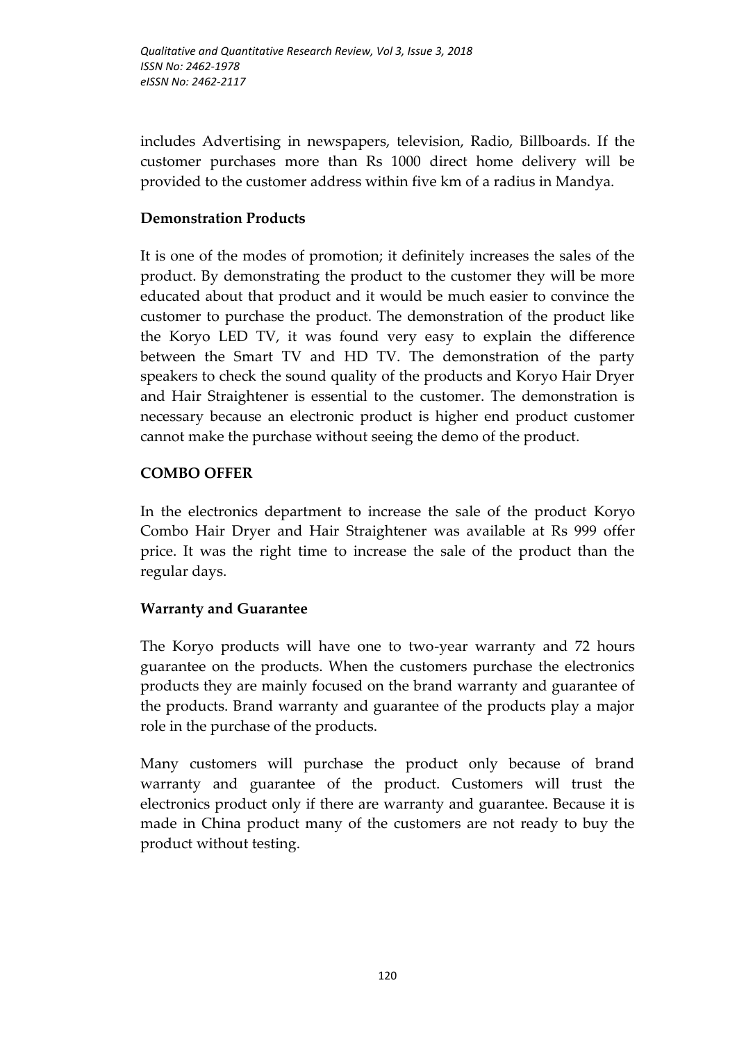includes Advertising in newspapers, television, Radio, Billboards. If the customer purchases more than Rs 1000 direct home delivery will be provided to the customer address within five km of a radius in Mandya.

**Demonstration Products**

It is one of the modes of promotion; it definitely increases the sales of the product. By demonstrating the product to the customer they will be more educated about that product and it would be much easier to convince the customer to purchase the product. The demonstration of the product like the Koryo LED TV, it was found very easy to explain the difference between the Smart TV and HD TV. The demonstration of the party speakers to check the sound quality of the products and Koryo Hair Dryer and Hair Straightener is essential to the customer. The demonstration is necessary because an electronic product is higher end product customer cannot make the purchase without seeing the demo of the product.

**COMBO OFFER**

In the electronics department to increase the sale of the product Koryo Combo Hair Dryer and Hair Straightener was available at Rs 999 offer price. It was the right time to increase the sale of the product than the regular days.

**Warranty and Guarantee**

The Koryo products will have one to two-year warranty and 72 hours guarantee on the products. When the customers purchase the electronics products they are mainly focused on the brand warranty and guarantee of the products. Brand warranty and guarantee of the products play a major role in the purchase of the products.

Many customers will purchase the product only because of brand warranty and guarantee of the product. Customers will trust the electronics product only if there are warranty and guarantee. Because it is made in China product many of the customers are not ready to buy the product without testing.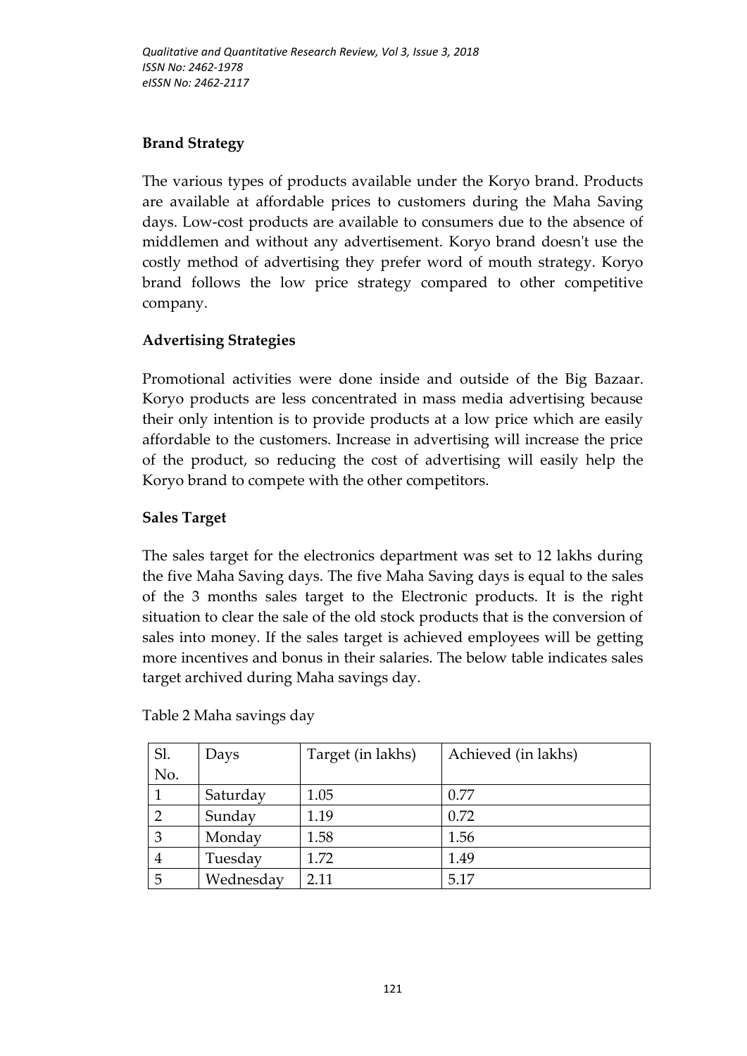**Brand Strategy**

The various types of products available under the Koryo brand. Products are available at affordable prices to customers during the Maha Saving days. Low-cost products are available to consumers due to the absence of middlemen and without any advertisement. Koryo brand doesn't use the costly method of advertising they prefer word of mouth strategy. Koryo brand follows the low price strategy compared to other competitive company.

**Advertising Strategies**

Promotional activities were done inside and outside of the Big Bazaar. Koryo products are less concentrated in mass media advertising because their only intention is to provide products at a low price which are easily affordable to the customers. Increase in advertising will increase the price of the product, so reducing the cost of advertising will easily help the Koryo brand to compete with the other competitors.

**Sales Target**

The sales target for the electronics department was set to 12 lakhs during the five Maha Saving days. The five Maha Saving days is equal to the sales of the 3 months sales target to the Electronic products. It is the right situation to clear the sale of the old stock products that is the conversion of sales into money. If the sales target is achieved employees will be getting more incentives and bonus in their salaries. The below table indicates sales target archived during Maha savings day.

Table 2 Maha savings day

| Sl. No. | Days | Target (in lakhs) | Achieved (in lakhs) |
|---|---|---|---|
| 1 | Saturday | 1.05 | 0.77 |
| 2 | Sunday | 1.19 | 0.72 |
| 3 | Monday | 1.58 | 1.56 |
| 4 | Tuesday | 1.72 | 1.49 |
| 5 | Wednesday | 2.11 | 5.17 |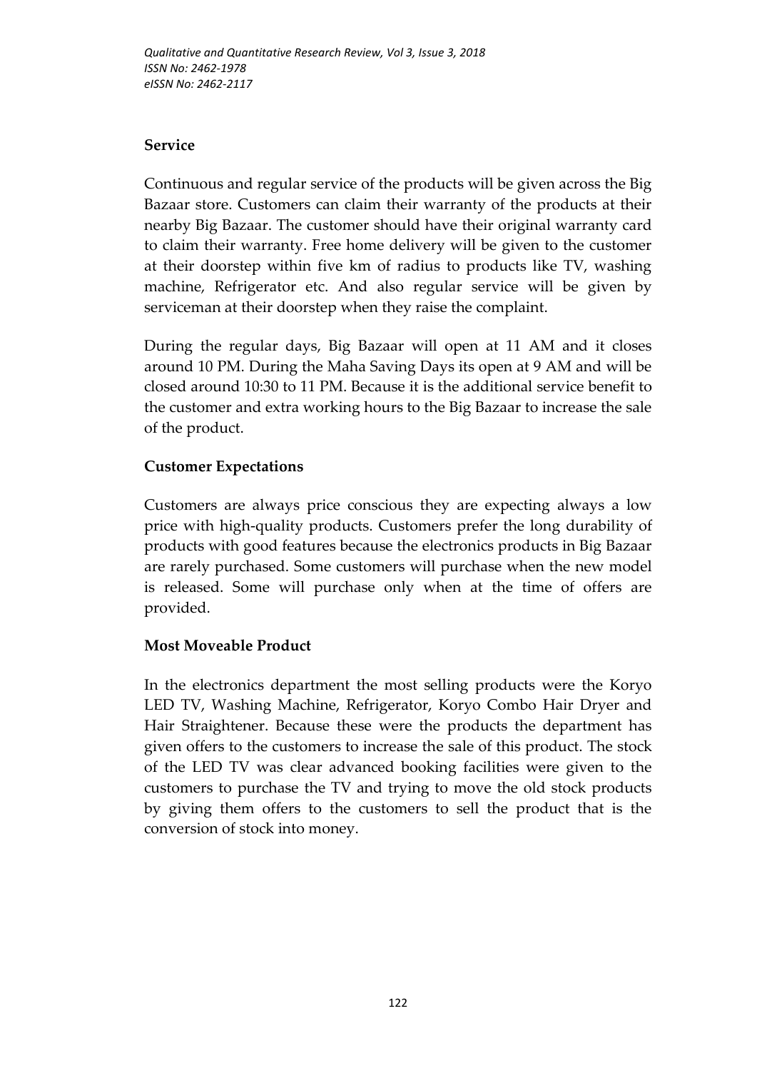**Service**

Continuous and regular service of the products will be given across the Big Bazaar store. Customers can claim their warranty of the products at their nearby Big Bazaar. The customer should have their original warranty card to claim their warranty. Free home delivery will be given to the customer at their doorstep within five km of radius to products like TV, washing machine, Refrigerator etc. And also regular service will be given by serviceman at their doorstep when they raise the complaint.

During the regular days, Big Bazaar will open at 11 AM and it closes around 10 PM. During the Maha Saving Days its open at 9 AM and will be closed around 10:30 to 11 PM. Because it is the additional service benefit to the customer and extra working hours to the Big Bazaar to increase the sale of the product.

**Customer Expectations**

Customers are always price conscious they are expecting always a low price with high-quality products. Customers prefer the long durability of products with good features because the electronics products in Big Bazaar are rarely purchased. Some customers will purchase when the new model is released. Some will purchase only when at the time of offers are provided.

**Most Moveable Product**

In the electronics department the most selling products were the Koryo LED TV, Washing Machine, Refrigerator, Koryo Combo Hair Dryer and Hair Straightener. Because these were the products the department has given offers to the customers to increase the sale of this product. The stock of the LED TV was clear advanced booking facilities were given to the customers to purchase the TV and trying to move the old stock products by giving them offers to the customers to sell the product that is the conversion of stock into money.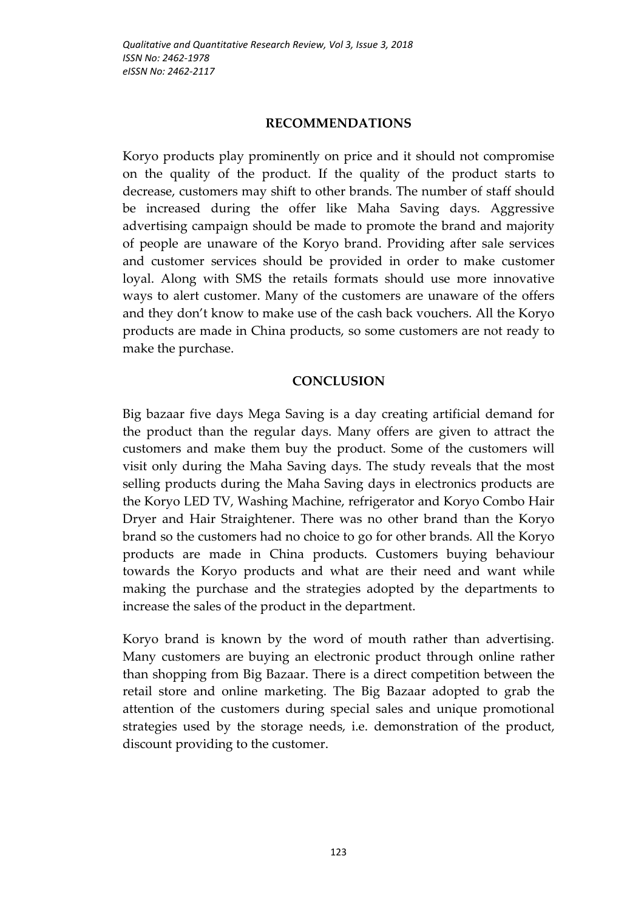## RECOMMENDATIONS

Koryo products play prominently on price and it should not compromise on the quality of the product. If the quality of the product starts to decrease, customers may shift to other brands. The number of staff should be increased during the offer like Maha Saving days. Aggressive advertising campaign should be made to promote the brand and majority of people are unaware of the Koryo brand. Providing after sale services and customer services should be provided in order to make customer loyal. Along with SMS the retails formats should use more innovative ways to alert customer. Many of the customers are unaware of the offers and they don't know to make use of the cash back vouchers. All the Koryo products are made in China products, so some customers are not ready to make the purchase.

## CONCLUSION

Big bazaar five days Mega Saving is a day creating artificial demand for the product than the regular days. Many offers are given to attract the customers and make them buy the product. Some of the customers will visit only during the Maha Saving days. The study reveals that the most selling products during the Maha Saving days in electronics products are the Koryo LED TV, Washing Machine, refrigerator and Koryo Combo Hair Dryer and Hair Straightener. There was no other brand than the Koryo brand so the customers had no choice to go for other brands. All the Koryo products are made in China products. Customers buying behaviour towards the Koryo products and what are their need and want while making the purchase and the strategies adopted by the departments to increase the sales of the product in the department.

Koryo brand is known by the word of mouth rather than advertising. Many customers are buying an electronic product through online rather than shopping from Big Bazaar. There is a direct competition between the retail store and online marketing. The Big Bazaar adopted to grab the attention of the customers during special sales and unique promotional strategies used by the storage needs, i.e. demonstration of the product, discount providing to the customer.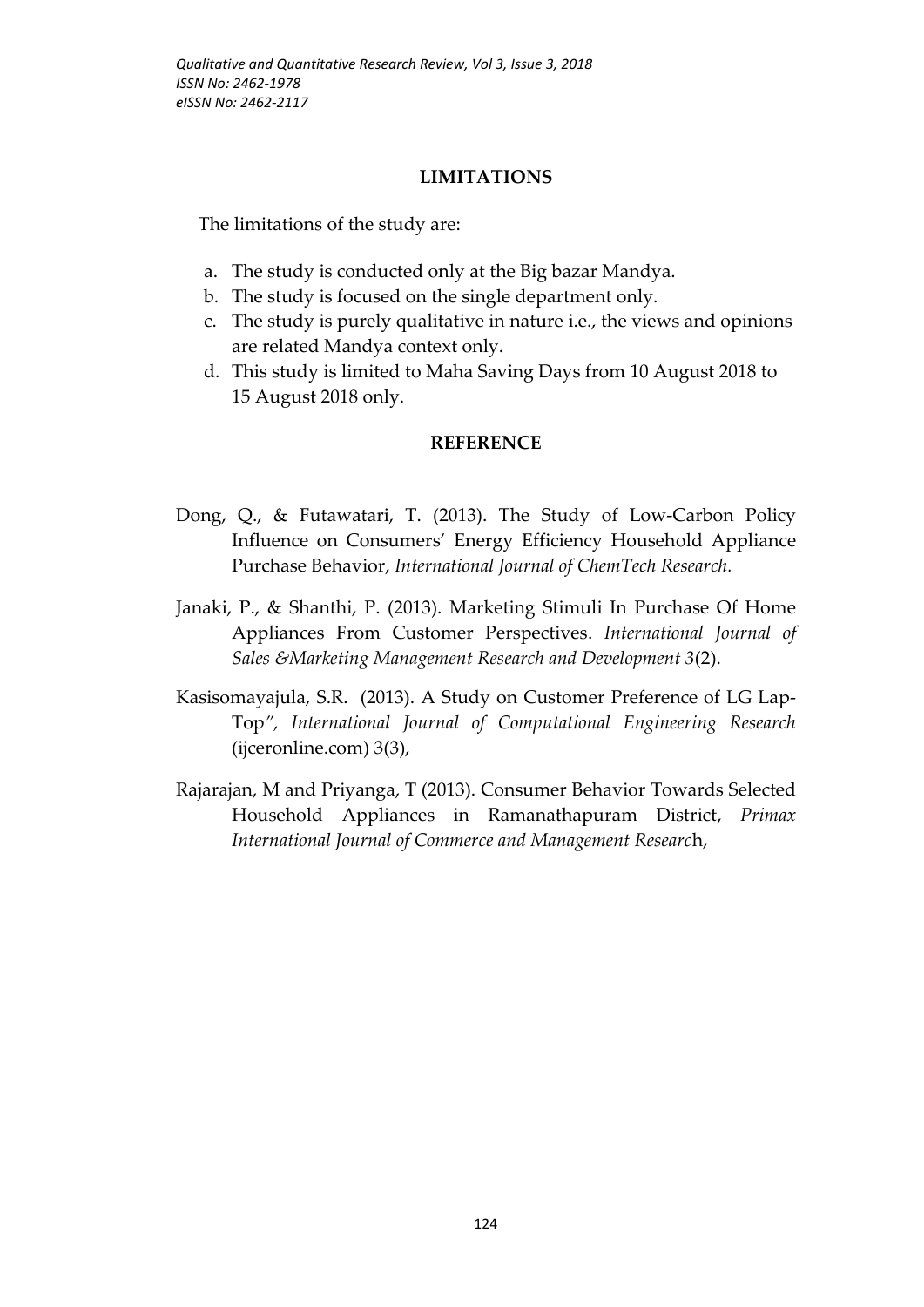## LIMITATIONS

The limitations of the study are:

a. The study is conducted only at the Big bazar Mandya.
b. The study is focused on the single department only.
c. The study is purely qualitative in nature i.e., the views and opinions are related Mandya context only.
d. This study is limited to Maha Saving Days from 10 August 2018 to 15 August 2018 only.

## REFERENCE

Dong, Q., & Futawatari, T. (2013). The Study of Low-Carbon Policy Influence on Consumers' Energy Efficiency Household Appliance Purchase Behavior, *International Journal of ChemTech Research.*

Janaki, P., & Shanthi, P. (2013). Marketing Stimuli In Purchase Of Home Appliances From Customer Perspectives. *International Journal of Sales &Marketing Management Research and Development 3*(2).

Kasisomayajula, S.R. (2013). A Study on Customer Preference of LG Lap-Top*", International Journal of Computational Engineering Research* (ijceronline.com) 3(3),

Rajarajan, M and Priyanga, T (2013). Consumer Behavior Towards Selected Household Appliances in Ramanathapuram District, *Primax International Journal of Commerce and Management Researc*h,